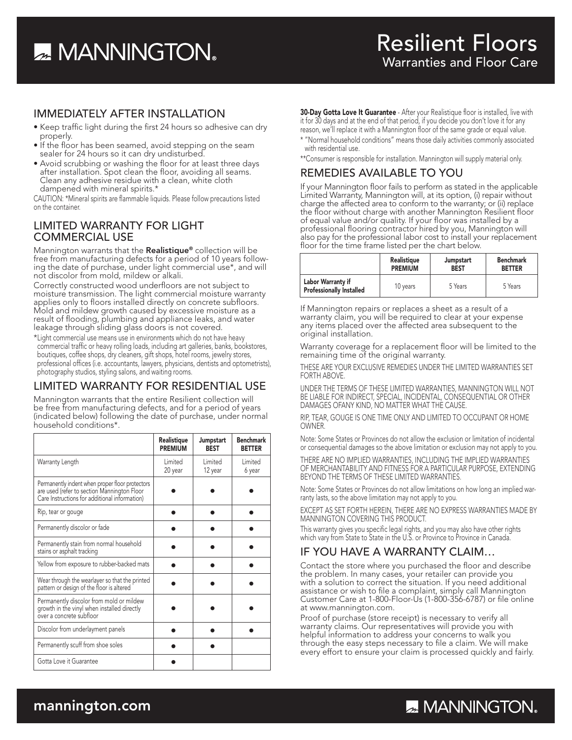# Resilient Floors

## Warranties and Floor Care

## IMMEDIATELY AFTER INSTALLATION

- Keep traffic light during the first 24 hours so adhesive can dry properly.
- If the floor has been seamed, avoid stepping on the seam sealer for 24 hours so it can dry undisturbed.
- Avoid scrubbing or washing the floor for at least three days after installation. Spot clean the floor, avoiding all seams. Clean any adhesive residue with a clean, white cloth dampened with mineral spirits.*

CAUTION: *Mineral spirits are flammable liquids. Please follow precautions listed on the container.

## LIMITED WARRANTY FOR LIGHT COMMERCIAL USE

Mannington warrants that the **Realistique®** collection will be free from manufacturing defects for a period of 10 years following the date of purchase, under light commercial use*, and will not discolor from mold, mildew or alkali.

Correctly constructed wood underfloors are not subject to moisture transmission. The light commercial moisture warranty applies only to floors installed directly on concrete subfloors. Mold and mildew growth caused by excessive moisture as a result of flooding, plumbing and appliance leaks, and water leakage through sliding glass doors is not covered.

*Light commercial use means use in environments which do not have heavy commercial traffic or heavy rolling loads, including art galleries, banks, bookstores, boutiques, coffee shops, dry cleaners, gift shops, hotel rooms, jewelry stores, professional offices (i.e. accountants, lawyers, physicians, dentists and optometrists), photography studios, styling salons, and waiting rooms.

## LIMITED WARRANTY FOR RESIDENTIAL USE

Mannington warrants that the entire Resilient collection will be free from manufacturing defects, and for a period of years (indicated below) following the date of purchase, under normal household conditions*.

| | Realistique PREMIUM | Jumpstart BEST | Benchmark BETTER |
|---|---|---|---|
| Warranty Length | Limited 20 year | Limited 12 year | Limited 6 year |
| Permanently indent when proper floor protectors are used (refer to section Mannington Floor Care Instructions for additional information) | ● | ● | ● |
| Rip, tear or gouge | ● | ● | ● |
| Permanently discolor or fade | ● | ● | ● |
| Permanently stain from normal household stains or asphalt tracking | ● | ● | ● |
| Yellow from exposure to rubber-backed mats | ● | ● | ● |
| Wear through the wearlayer so that the printed pattern or design of the floor is altered | ● | ● | ● |
| Permanently discolor from mold or mildew growth in the vinyl when installed directly over a concrete subfloor | ● | ● | ● |
| Discolor from underlayment panels | ● | ● | ● |
| Permanently scuff from shoe soles | ● | ● | |
| Gotta Love it Guarantee | ● | | |

**30-Day Gotta Love It Guarantee** - After your Realistique floor is installed, live with it for 30 days and at the end of that period, if you decide you don't love it for any reason, we'll replace it with a Mannington floor of the same grade or equal value.

* "Normal household conditions" means those daily activities commonly associated with residential use.

**Consumer is responsible for installation. Mannington will supply material only.

## REMEDIES AVAILABLE TO YOU

If your Mannington floor fails to perform as stated in the applicable Limited Warranty, Mannington will, at its option, (i) repair without charge the affected area to conform to the warranty; or (ii) replace the floor without charge with another Mannington Resilient floor of equal value and/or quality. If your floor was installed by a professional flooring contractor hired by you, Mannington will also pay for the professional labor cost to install your replacement floor for the time frame listed per the chart below.

| | Realistique PREMIUM | Jumpstart BEST | Benchmark BETTER |
|---|---|---|---|
| Labor Warranty if Professionally Installed | 10 years | 5 Years | 5 Years |

If Mannington repairs or replaces a sheet as a result of a warranty claim, you will be required to clear at your expense any items placed over the affected area subsequent to the original installation.

Warranty coverage for a replacement floor will be limited to the remaining time of the original warranty.

THESE ARE YOUR EXCLUSIVE REMEDIES UNDER THE LIMITED WARRANTIES SET FORTH ABOVE.

UNDER THE TERMS OF THESE LIMITED WARRANTIES, MANNINGTON WILL NOT BE LIABLE FOR INDIRECT, SPECIAL, INCIDENTAL, CONSEQUENTIAL OR OTHER DAMAGES OFANY KIND, NO MATTER WHAT THE CAUSE.

RIP, TEAR, GOUGE IS ONE TIME ONLY AND LIMITED TO OCCUPANT OR HOME OWNER.

Note: Some States or Provinces do not allow the exclusion or limitation of incidental or consequential damages so the above limitation or exclusion may not apply to you.

THERE ARE NO IMPLIED WARRANTIES, INCLUDING THE IMPLIED WARRANTIES OF MERCHANTABILITY AND FITNESS FOR A PARTICULAR PURPOSE, EXTENDING BEYOND THE TERMS OF THESE LIMITED WARRANTIES.

Note: Some States or Provinces do not allow limitations on how long an implied warranty lasts, so the above limitation may not apply to you.

EXCEPT AS SET FORTH HEREIN, THERE ARE NO EXPRESS WARRANTIES MADE BY MANNINGTON COVERING THIS PRODUCT.

This warranty gives you specific legal rights, and you may also have other rights which vary from State to State in the U.S. or Province to Province in Canada.

## IF YOU HAVE A WARRANTY CLAIM…

Contact the store where you purchased the floor and describe the problem. In many cases, your retailer can provide you with a solution to correct the situation. If you need additional assistance or wish to file a complaint, simply call Mannington Customer Care at 1-800-Floor-Us (1-800-356-6787) or file online at www.mannington.com.

Proof of purchase (store receipt) is necessary to verify all warranty claims. Our representatives will provide you with helpful information to address your concerns to walk you through the easy steps necessary to file a claim. We will make every effort to ensure your claim is processed quickly and fairly.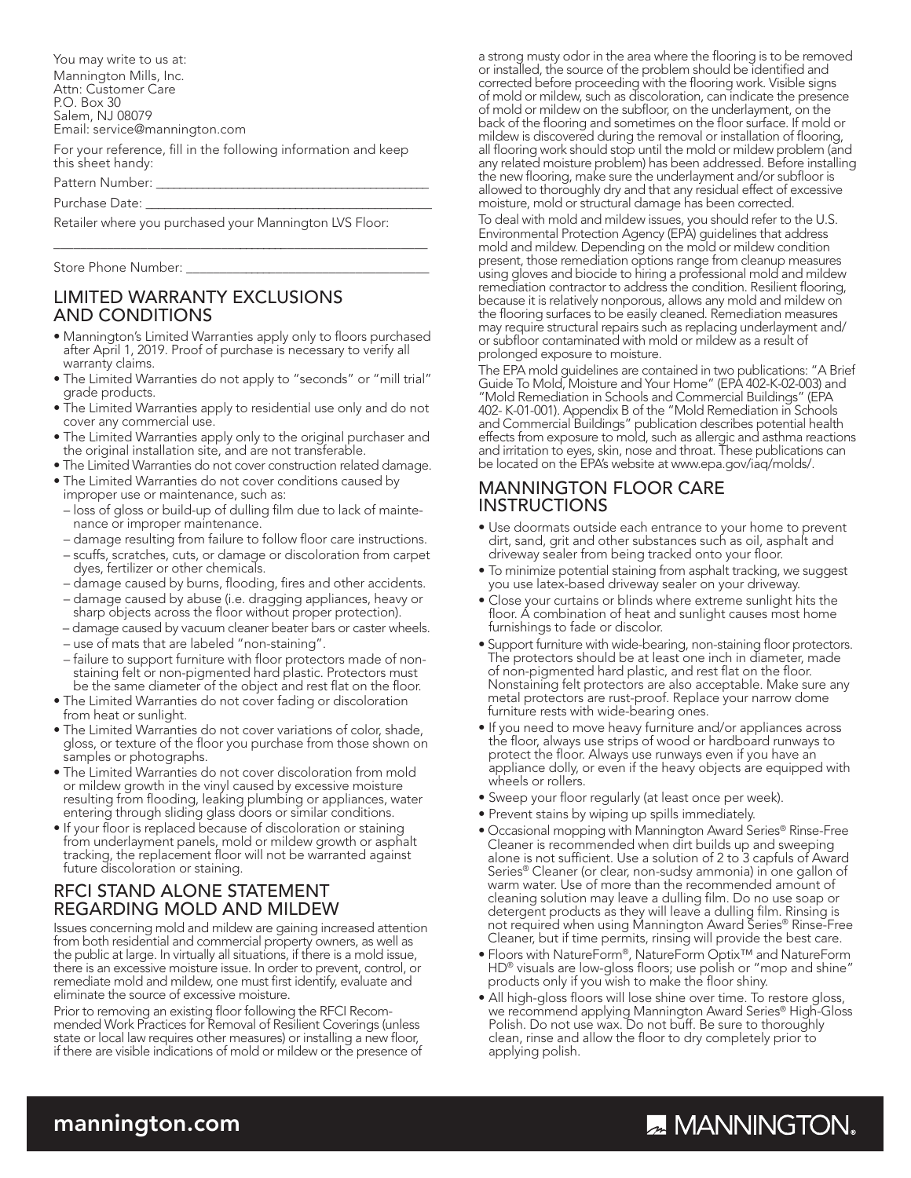You may write to us at:
Mannington Mills, Inc.
Attn: Customer Care
P.O. Box 30
Salem, NJ 08079
Email: service@mannington.com

For your reference, fill in the following information and keep this sheet handy:

Pattern Number: ___________________________________________

Purchase Date: ____________________________________________

Retailer where you purchased your Mannington LVS Floor:

___________________________________________________________

Store Phone Number: _____________________________________

## LIMITED WARRANTY EXCLUSIONS AND CONDITIONS

- Mannington's Limited Warranties apply only to floors purchased after April 1, 2019. Proof of purchase is necessary to verify all warranty claims.
- The Limited Warranties do not apply to "seconds" or "mill trial" grade products.
- The Limited Warranties apply to residential use only and do not cover any commercial use.
- The Limited Warranties apply only to the original purchaser and the original installation site, and are not transferable.
- The Limited Warranties do not cover construction related damage.
- The Limited Warranties do not cover conditions caused by improper use or maintenance, such as:
  - loss of gloss or build-up of dulling film due to lack of maintenance or improper maintenance.
  - damage resulting from failure to follow floor care instructions.
  - scuffs, scratches, cuts, or damage or discoloration from carpet dyes, fertilizer or other chemicals.
  - damage caused by burns, flooding, fires and other accidents.
  - damage caused by abuse (i.e. dragging appliances, heavy or sharp objects across the floor without proper protection).
  - damage caused by vacuum cleaner beater bars or caster wheels.
  - use of mats that are labeled "non-staining".
  - failure to support furniture with floor protectors made of non-staining felt or non-pigmented hard plastic. Protectors must be the same diameter of the object and rest flat on the floor.
- The Limited Warranties do not cover fading or discoloration from heat or sunlight.
- The Limited Warranties do not cover variations of color, shade, gloss, or texture of the floor you purchase from those shown on samples or photographs.
- The Limited Warranties do not cover discoloration from mold or mildew growth in the vinyl caused by excessive moisture resulting from flooding, leaking plumbing or appliances, water entering through sliding glass doors or similar conditions.
- If your floor is replaced because of discoloration or staining from underlayment panels, mold or mildew growth or asphalt tracking, the replacement floor will not be warranted against future discoloration or staining.

## RFCI STAND ALONE STATEMENT REGARDING MOLD AND MILDEW

Issues concerning mold and mildew are gaining increased attention from both residential and commercial property owners, as well as the public at large. In virtually all situations, if there is a mold issue, there is an excessive moisture issue. In order to prevent, control, or remediate mold and mildew, one must first identify, evaluate and eliminate the source of excessive moisture.

Prior to removing an existing floor following the RFCI Recommended Work Practices for Removal of Resilient Coverings (unless state or local law requires other measures) or installing a new floor, if there are visible indications of mold or mildew or the presence of a strong musty odor in the area where the flooring is to be removed or installed, the source of the problem should be identified and corrected before proceeding with the flooring work. Visible signs of mold or mildew, such as discoloration, can indicate the presence of mold or mildew on the subfloor, on the underlayment, on the back of the flooring and sometimes on the floor surface. If mold or mildew is discovered during the removal or installation of flooring, all flooring work should stop until the mold or mildew problem (and any related moisture problem) has been addressed. Before installing the new flooring, make sure the underlayment and/or subfloor is allowed to thoroughly dry and that any residual effect of excessive moisture, mold or structural damage has been corrected.

To deal with mold and mildew issues, you should refer to the U.S. Environmental Protection Agency (EPA) guidelines that address mold and mildew. Depending on the mold or mildew condition present, those remediation options range from cleanup measures using gloves and biocide to hiring a professional mold and mildew remediation contractor to address the condition. Resilient flooring, because it is relatively nonporous, allows any mold and mildew on the flooring surfaces to be easily cleaned. Remediation measures may require structural repairs such as replacing underlayment and/or subfloor contaminated with mold or mildew as a result of prolonged exposure to moisture.

The EPA mold guidelines are contained in two publications: "A Brief Guide To Mold, Moisture and Your Home" (EPA 402-K-02-003) and "Mold Remediation in Schools and Commercial Buildings" (EPA 402- K-01-001). Appendix B of the "Mold Remediation in Schools and Commercial Buildings" publication describes potential health effects from exposure to mold, such as allergic and asthma reactions and irritation to eyes, skin, nose and throat. These publications can be located on the EPA's website at www.epa.gov/iaq/molds/.

## MANNINGTON FLOOR CARE INSTRUCTIONS

- Use doormats outside each entrance to your home to prevent dirt, sand, grit and other substances such as oil, asphalt and driveway sealer from being tracked onto your floor.
- To minimize potential staining from asphalt tracking, we suggest you use latex-based driveway sealer on your driveway.
- Close your curtains or blinds where extreme sunlight hits the floor. A combination of heat and sunlight causes most home furnishings to fade or discolor.
- Support furniture with wide-bearing, non-staining floor protectors. The protectors should be at least one inch in diameter, made of non-pigmented hard plastic, and rest flat on the floor. Nonstaining felt protectors are also acceptable. Make sure any metal protectors are rust-proof. Replace your narrow dome furniture rests with wide-bearing ones.
- If you need to move heavy furniture and/or appliances across the floor, always use strips of wood or hardboard runways to protect the floor. Always use runways even if you have an appliance dolly, or even if the heavy objects are equipped with wheels or rollers.
- Sweep your floor regularly (at least once per week).
- Prevent stains by wiping up spills immediately.
- Occasional mopping with Mannington Award Series® Rinse-Free Cleaner is recommended when dirt builds up and sweeping alone is not sufficient. Use a solution of 2 to 3 capfuls of Award Series® Cleaner (or clear, non-sudsy ammonia) in one gallon of warm water. Use of more than the recommended amount of cleaning solution may leave a dulling film. Do no use soap or detergent products as they will leave a dulling film. Rinsing is not required when using Mannington Award Series® Rinse-Free Cleaner, but if time permits, rinsing will provide the best care.
- Floors with NatureForm®, NatureForm Optix™ and NatureForm HD® visuals are low-gloss floors; use polish or "mop and shine" products only if you wish to make the floor shiny.
- All high-gloss floors will lose shine over time. To restore gloss, we recommend applying Mannington Award Series® High-Gloss Polish. Do not use wax. Do not buff. Be sure to thoroughly clean, rinse and allow the floor to dry completely prior to applying polish.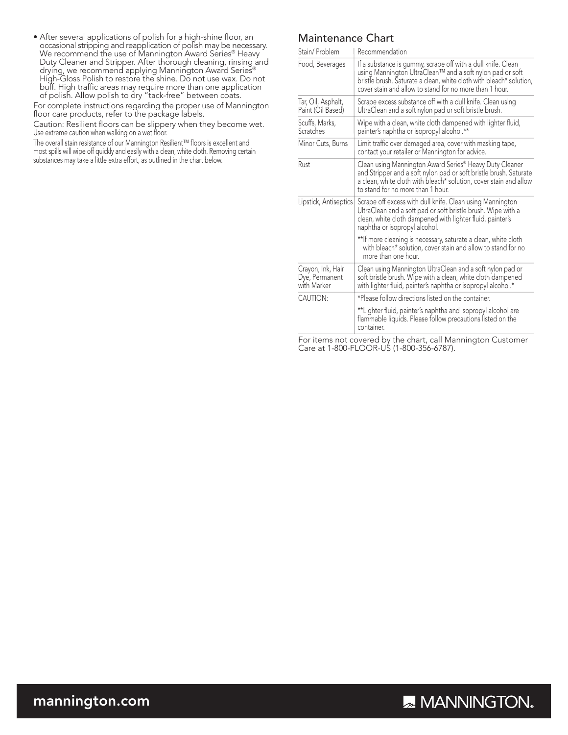- After several applications of polish for a high-shine floor, an occasional stripping and reapplication of polish may be necessary. We recommend the use of Mannington Award Series® Heavy Duty Cleaner and Stripper. After thorough cleaning, rinsing and drying, we recommend applying Mannington Award Series® High-Gloss Polish to restore the shine. Do not use wax. Do not buff. High traffic areas may require more than one application of polish. Allow polish to dry "tack-free" between coats.

For complete instructions regarding the proper use of Mannington floor care products, refer to the package labels.

Caution: Resilient floors can be slippery when they become wet. Use extreme caution when walking on a wet floor.

The overall stain resistance of our Mannington Resilient™ floors is excellent and most spills will wipe off quickly and easily with a clean, white cloth. Removing certain substances may take a little extra effort, as outlined in the chart below.

## Maintenance Chart

| Stain/ Problem | Recommendation |
|---|---|
| Food, Beverages | If a substance is gummy, scrape off with a dull knife. Clean using Mannington UltraClean™ and a soft nylon pad or soft bristle brush. Saturate a clean, white cloth with bleach* solution, cover stain and allow to stand for no more than 1 hour. |
| Tar, Oil, Asphalt, Paint (Oil Based) | Scrape excess substance off with a dull knife. Clean using UltraClean and a soft nylon pad or soft bristle brush. |
| Scuffs, Marks, Scratches | Wipe with a clean, white cloth dampened with lighter fluid, painter's naphtha or isopropyl alcohol.** |
| Minor Cuts, Burns | Limit traffic over damaged area, cover with masking tape, contact your retailer or Mannington for advice. |
| Rust | Clean using Mannington Award Series® Heavy Duty Cleaner and Stripper and a soft nylon pad or soft bristle brush. Saturate a clean, white cloth with bleach* solution, cover stain and allow to stand for no more than 1 hour. |
| Lipstick, Antiseptics | Scrape off excess with dull knife. Clean using Mannington UltraClean and a soft pad or soft bristle brush. Wipe with a clean, white cloth dampened with lighter fluid, painter's naphtha or isopropyl alcohol.<br>**If more cleaning is necessary, saturate a clean, white cloth with bleach* solution, cover stain and allow to stand for no more than one hour. |
| Crayon, Ink, Hair Dye, Permanent with Marker | Clean using Mannington UltraClean and a soft nylon pad or soft bristle brush. Wipe with a clean, white cloth dampened with lighter fluid, painter's naphtha or isopropyl alcohol.* |
| CAUTION: | *Please follow directions listed on the container.<br>**Lighter fluid, painter's naphtha and isopropyl alcohol are flammable liquids. Please follow precautions listed on the container. |

For items not covered by the chart, call Mannington Customer Care at 1-800-FLOOR-US (1-800-356-6787).

mannington.com

MANNINGTON.